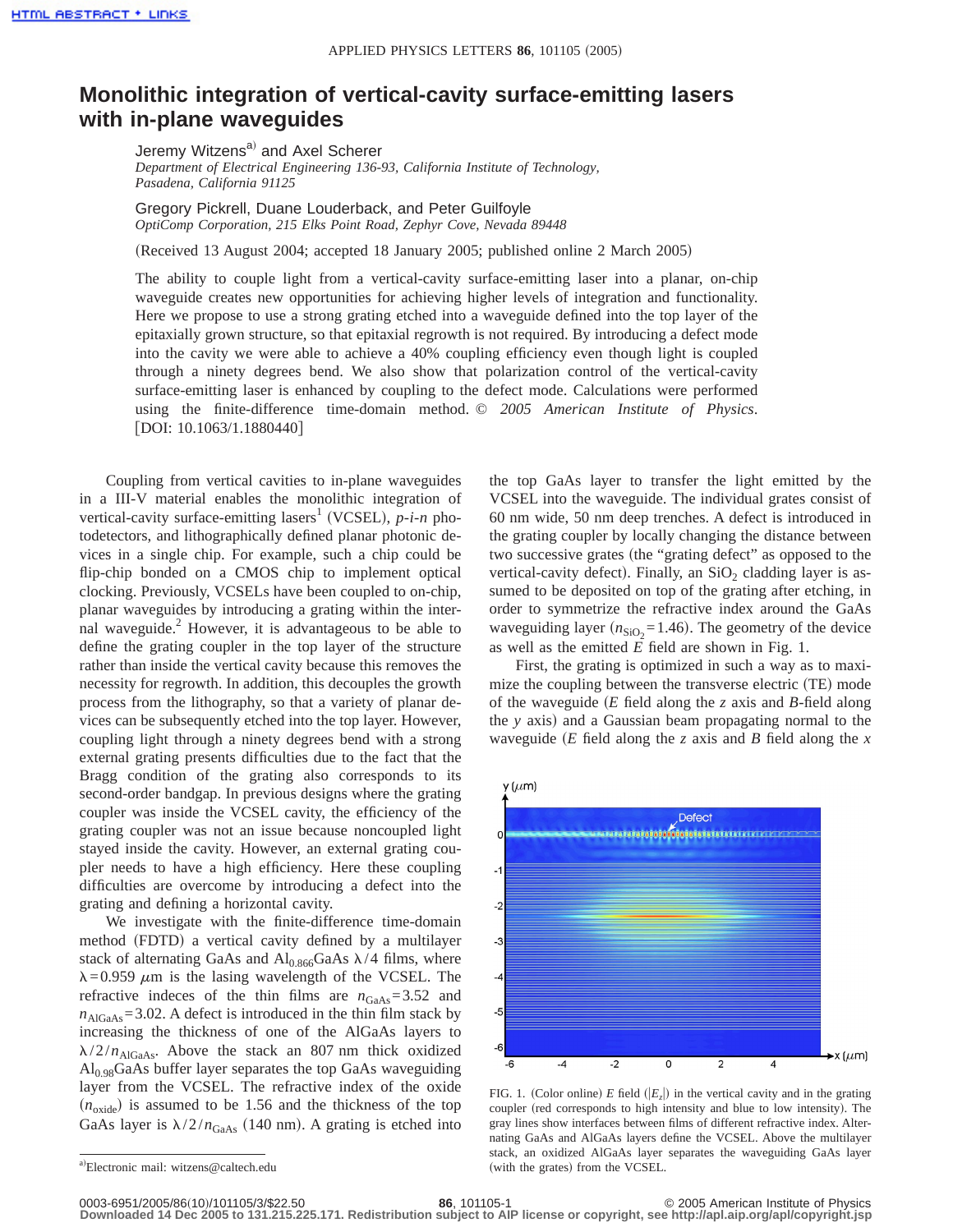# Monolithic integration of vertical-cavity surface-emitting lasers with in-plane waveguides

Jeremy Witzens[a)] and Axel Scherer
*Department of Electrical Engineering 136-93, California Institute of Technology, Pasadena, California 91125*

Gregory Pickrell, Duane Louderback, and Peter Guilfoyle
*OptiComp Corporation, 215 Elks Point Road, Zephyr Cove, Nevada 89448*

(Received 13 August 2004; accepted 18 January 2005; published online 2 March 2005)

The ability to couple light from a vertical-cavity surface-emitting laser into a planar, on-chip waveguide creates new opportunities for achieving higher levels of integration and functionality. Here we propose to use a strong grating etched into a waveguide defined into the top layer of the epitaxially grown structure, so that epitaxial regrowth is not required. By introducing a defect mode into the cavity we were able to achieve a 40% coupling efficiency even though light is coupled through a ninety degrees bend. We also show that polarization control of the vertical-cavity surface-emitting laser is enhanced by coupling to the defect mode. Calculations were performed using the finite-difference time-domain method. © *2005 American Institute of Physics*. [DOI: 10.1063/1.1880440]

Coupling from vertical cavities to in-plane waveguides in a III-V material enables the monolithic integration of vertical-cavity surface-emitting lasers[1] (VCSEL), *p-i-n* photodetectors, and lithographically defined planar photonic devices in a single chip. For example, such a chip could be flip-chip bonded on a CMOS chip to implement optical clocking. Previously, VCSELs have been coupled to on-chip, planar waveguides by introducing a grating within the internal waveguide.[2] However, it is advantageous to be able to define the grating coupler in the top layer of the structure rather than inside the vertical cavity because this removes the necessity for regrowth. In addition, this decouples the growth process from the lithography, so that a variety of planar devices can be subsequently etched into the top layer. However, coupling light through a ninety degrees bend with a strong external grating presents difficulties due to the fact that the Bragg condition of the grating also corresponds to its second-order bandgap. In previous designs where the grating coupler was inside the VCSEL cavity, the efficiency of the grating coupler was not an issue because noncoupled light stayed inside the cavity. However, an external grating coupler needs to have a high efficiency. Here these coupling difficulties are overcome by introducing a defect into the grating and defining a horizontal cavity.

We investigate with the finite-difference time-domain method (FDTD) a vertical cavity defined by a multilayer stack of alternating GaAs and $Al_{0.866}GaAs$ $\lambda/4$ films, where $\lambda = 0.959$ $\mu$m is the lasing wavelength of the VCSEL. The refractive indeces of the thin films are $n_{GaAs} = 3.52$ and $n_{AlGaAs} = 3.02$. A defect is introduced in the thin film stack by increasing the thickness of one of the AlGaAs layers to $\lambda/2/n_{AlGaAs}$. Above the stack an 807 nm thick oxidized $Al_{0.98}GaAs$ buffer layer separates the top GaAs waveguiding layer from the VCSEL. The refractive index of the oxide ($n_{oxide}$) is assumed to be 1.56 and the thickness of the top GaAs layer is $\lambda/2/n_{GaAs}$ (140 nm). A grating is etched into the top GaAs layer to transfer the light emitted by the VCSEL into the waveguide. The individual grates consist of 60 nm wide, 50 nm deep trenches. A defect is introduced in the grating coupler by locally changing the distance between two successive grates (the "grating defect" as opposed to the vertical-cavity defect). Finally, an $SiO_2$ cladding layer is assumed to be deposited on top of the grating after etching, in order to symmetrize the refractive index around the GaAs waveguiding layer ($n_{SiO_2} = 1.46$). The geometry of the device as well as the emitted $E$ field are shown in Fig. 1.

First, the grating is optimized in such a way as to maximize the coupling between the transverse electric (TE) mode of the waveguide ($E$ field along the $z$ axis and $B$-field along the $y$ axis) and a Gaussian beam propagating normal to the waveguide ($E$ field along the $z$ axis and $B$ field along the $x$

y ($\mu$m)
Defect
0
-1
-2
-3
-4
-5
-6
-6 -4 -2 0 2 4
x ($\mu$m)

FIG. 1. (Color online) $E$ field ($|E_z|$) in the vertical cavity and in the grating coupler (red corresponds to high intensity and blue to low intensity). The gray lines show interfaces between films of different refractive index. Alternating GaAs and AlGaAs layers define the VCSEL. Above the multilayer stack, an oxidized AlGaAs layer separates the waveguiding GaAs layer (with the grates) from the VCSEL.

[a)]Electronic mail: witzens@caltech.edu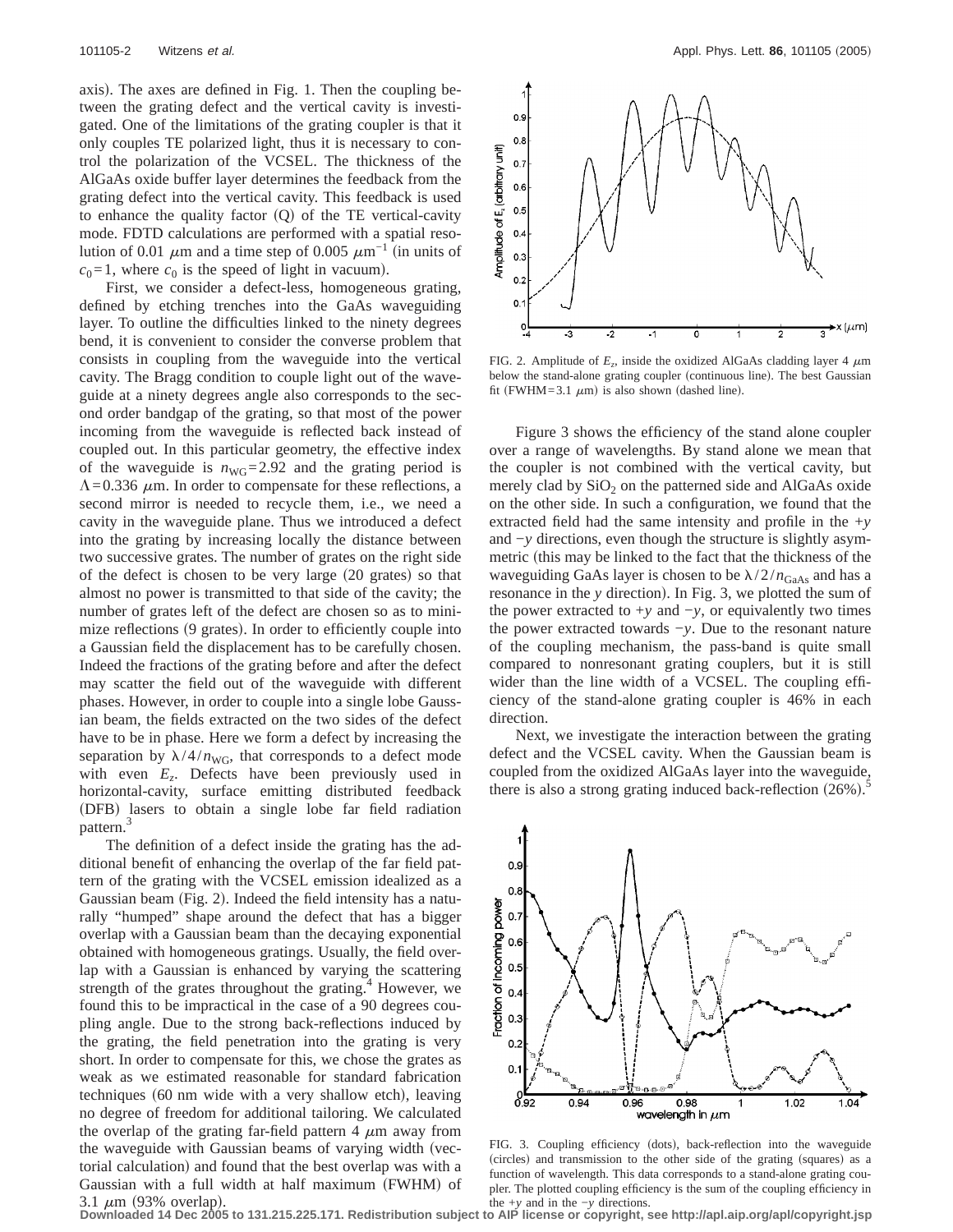axis). The axes are defined in Fig. 1. Then the coupling between the grating defect and the vertical cavity is investigated. One of the limitations of the grating coupler is that it only couples TE polarized light, thus it is necessary to control the polarization of the VCSEL. The thickness of the AlGaAs oxide buffer layer determines the feedback from the grating defect into the vertical cavity. This feedback is used to enhance the quality factor (Q) of the TE vertical-cavity mode. FDTD calculations are performed with a spatial resolution of 0.01 $\mu$m and a time step of 0.005 $\mu$m$^{-1}$ (in units of $c_0=1$, where $c_0$ is the speed of light in vacuum).

First, we consider a defect-less, homogeneous grating, defined by etching trenches into the GaAs waveguiding layer. To outline the difficulties linked to the ninety degrees bend, it is convenient to consider the converse problem that consists in coupling from the waveguide into the vertical cavity. The Bragg condition to couple light out of the waveguide at a ninety degrees angle also corresponds to the second order bandgap of the grating, so that most of the power incoming from the waveguide is reflected back instead of coupled out. In this particular geometry, the effective index of the waveguide is $n_{WG}=2.92$ and the grating period is $\Lambda=0.336$ $\mu$m. In order to compensate for these reflections, a second mirror is needed to recycle them, i.e., we need a cavity in the waveguide plane. Thus we introduced a defect into the grating by increasing locally the distance between two successive grates. The number of grates on the right side of the defect is chosen to be very large (20 grates) so that almost no power is transmitted to that side of the cavity; the number of grates left of the defect are chosen so as to minimize reflections (9 grates). In order to efficiently couple into a Gaussian field the displacement has to be carefully chosen. Indeed the fractions of the grating before and after the defect may scatter the field out of the waveguide with different phases. However, in order to couple into a single lobe Gaussian beam, the fields extracted on the two sides of the defect have to be in phase. Here we form a defect by increasing the separation by $\lambda/4/n_{WG}$, that corresponds to a defect mode with even $E_z$. Defects have been previously used in horizontal-cavity, surface emitting distributed feedback (DFB) lasers to obtain a single lobe far field radiation pattern.[3]

The definition of a defect inside the grating has the additional benefit of enhancing the overlap of the far field pattern of the grating with the VCSEL emission idealized as a Gaussian beam (Fig. 2). Indeed the field intensity has a naturally "humped" shape around the defect that has a bigger overlap with a Gaussian beam than the decaying exponential obtained with homogeneous gratings. Usually, the field overlap with a Gaussian is enhanced by varying the scattering strength of the grates throughout the grating.[4] However, we found this to be impractical in the case of a 90 degrees coupling angle. Due to the strong back-reflections induced by the grating, the field penetration into the grating is very short. In order to compensate for this, we chose the grates as weak as we estimated reasonable for standard fabrication techniques (60 nm wide with a very shallow etch), leaving no degree of freedom for additional tailoring. We calculated the overlap of the grating far-field pattern 4 $\mu$m away from the waveguide with Gaussian beams of varying width (vectorial calculation) and found that the best overlap was with a Gaussian with a full width at half maximum (FWHM) of 3.1 $\mu$m (93% overlap).

FIG. 2. Amplitude of $E_z$, inside the oxidized AlGaAs cladding layer 4 $\mu$m below the stand-alone grating coupler (continuous line). The best Gaussian fit (FWHM=3.1 $\mu$m) is also shown (dashed line).

Figure 3 shows the efficiency of the stand alone coupler over a range of wavelengths. By stand alone we mean that the coupler is not combined with the vertical cavity, but merely clad by $SiO_2$ on the patterned side and AlGaAs oxide on the other side. In such a configuration, we found that the extracted field had the same intensity and profile in the $+y$ and $-y$ directions, even though the structure is slightly asymmetric (this may be linked to the fact that the thickness of the waveguiding GaAs layer is chosen to be $\lambda/2/n_{GaAs}$ and has a resonance in the $y$ direction). In Fig. 3, we plotted the sum of the power extracted to $+y$ and $-y$, or equivalently two times the power extracted towards $-y$. Due to the resonant nature of the coupling mechanism, the pass-band is quite small compared to nonresonant grating couplers, but it is still wider than the line width of a VCSEL. The coupling efficiency of the stand-alone grating coupler is 46% in each direction.

Next, we investigate the interaction between the grating defect and the VCSEL cavity. When the Gaussian beam is coupled from the oxidized AlGaAs layer into the waveguide, there is also a strong grating induced back-reflection (26%).[5]

FIG. 3. Coupling efficiency (dots), back-reflection into the waveguide (circles) and transmission to the other side of the grating (squares) as a function of wavelength. This data corresponds to a stand-alone grating coupler. The plotted coupling efficiency is the sum of the coupling efficiency in the $+y$ and in the $-y$ directions.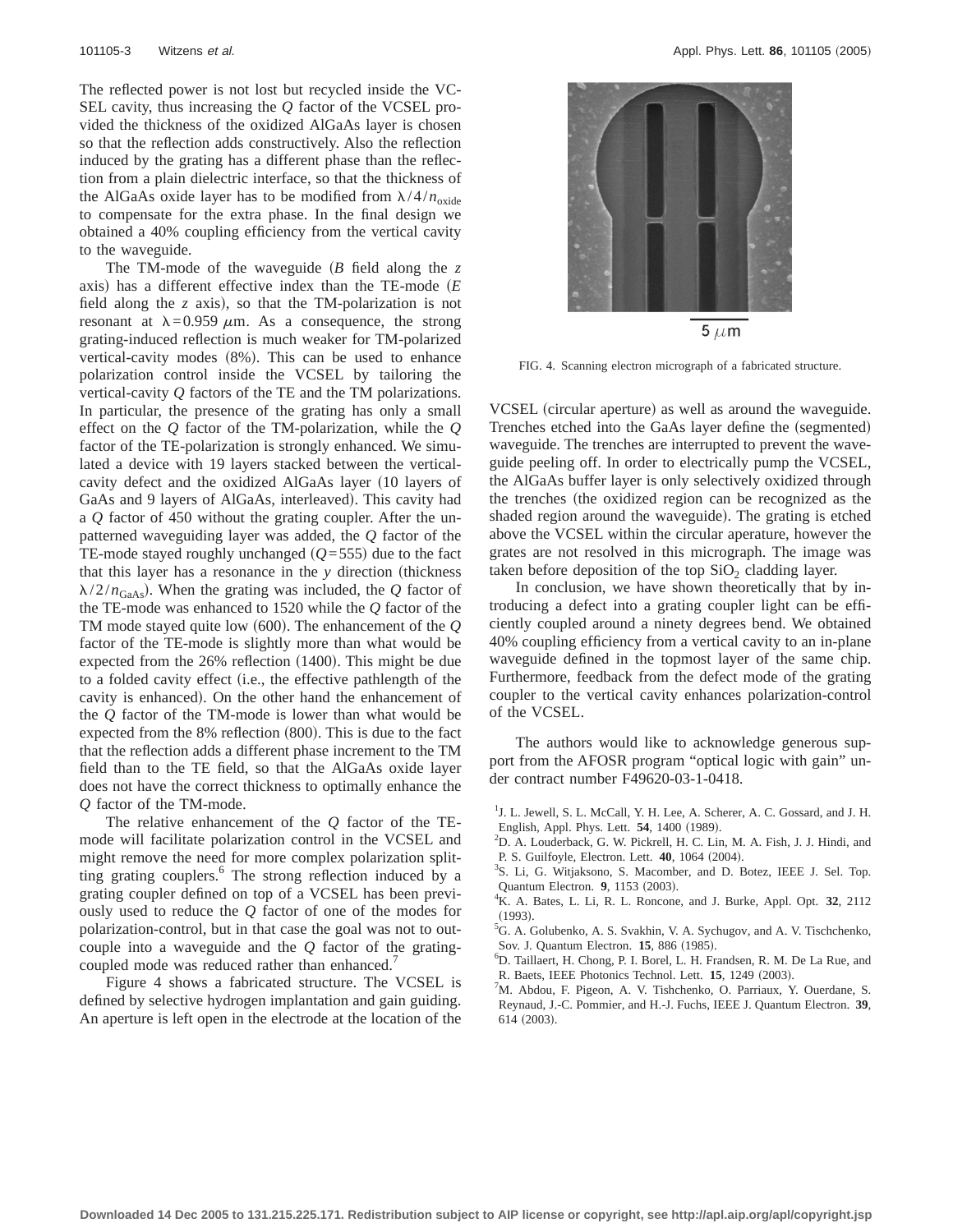The reflected power is not lost but recycled inside the VCSEL cavity, thus increasing the $Q$ factor of the VCSEL provided the thickness of the oxidized AlGaAs layer is chosen so that the reflection adds constructively. Also the reflection induced by the grating has a different phase than the reflection from a plain dielectric interface, so that the thickness of the AlGaAs oxide layer has to be modified from $\lambda/4/n_{\text{oxide}}$ to compensate for the extra phase. In the final design we obtained a 40% coupling efficiency from the vertical cavity to the waveguide.

The TM-mode of the waveguide ($B$ field along the $z$ axis) has a different effective index than the TE-mode ($E$ field along the $z$ axis), so that the TM-polarization is not resonant at $\lambda = 0.959\ \mu$m. As a consequence, the strong grating-induced reflection is much weaker for TM-polarized vertical-cavity modes (8%). This can be used to enhance polarization control inside the VCSEL by tailoring the vertical-cavity $Q$ factors of the TE and the TM polarizations. In particular, the presence of the grating has only a small effect on the $Q$ factor of the TM-polarization, while the $Q$ factor of the TE-polarization is strongly enhanced. We simulated a device with 19 layers stacked between the vertical-cavity defect and the oxidized AlGaAs layer (10 layers of GaAs and 9 layers of AlGaAs, interleaved). This cavity had a $Q$ factor of 450 without the grating coupler. After the unpatterned waveguiding layer was added, the $Q$ factor of the TE-mode stayed roughly unchanged ($Q = 555$) due to the fact that this layer has a resonance in the $y$ direction (thickness $\lambda/2/n_{\text{GaAs}}$). When the grating was included, the $Q$ factor of the TE-mode was enhanced to 1520 while the $Q$ factor of the TM mode stayed quite low (600). The enhancement of the $Q$ factor of the TE-mode is slightly more than what would be expected from the 26% reflection (1400). This might be due to a folded cavity effect (i.e., the effective pathlength of the cavity is enhanced). On the other hand the enhancement of the $Q$ factor of the TM-mode is lower than what would be expected from the 8% reflection (800). This is due to the fact that the reflection adds a different phase increment to the TM field than to the TE field, so that the AlGaAs oxide layer does not have the correct thickness to optimally enhance the $Q$ factor of the TM-mode.

The relative enhancement of the $Q$ factor of the TE-mode will facilitate polarization control in the VCSEL and might remove the need for more complex polarization splitting grating couplers.[6] The strong reflection induced by a grating coupler defined on top of a VCSEL has been previously used to reduce the $Q$ factor of one of the modes for polarization-control, but in that case the goal was not to outcouple into a waveguide and the $Q$ factor of the grating-coupled mode was reduced rather than enhanced.[7]

Figure 4 shows a fabricated structure. The VCSEL is defined by selective hydrogen implantation and gain guiding. An aperture is left open in the electrode at the location of the VCSEL (circular aperture) as well as around the waveguide. Trenches etched into the GaAs layer define the (segmented) waveguide. The trenches are interrupted to prevent the waveguide peeling off. In order to electrically pump the VCSEL, the AlGaAs buffer layer is only selectively oxidized through the trenches (the oxidized region can be recognized as the shaded region around the waveguide). The grating is etched above the VCSEL within the circular aperature, however the grates are not resolved in this micrograph. The image was taken before deposition of the top $SiO_2$ cladding layer.

5 μm

FIG. 4. Scanning electron micrograph of a fabricated structure.

In conclusion, we have shown theoretically that by introducing a defect into a grating coupler light can be efficiently coupled around a ninety degrees bend. We obtained 40% coupling efficiency from a vertical cavity to an in-plane waveguide defined in the topmost layer of the same chip. Furthermore, feedback from the defect mode of the grating coupler to the vertical cavity enhances polarization-control of the VCSEL.

The authors would like to acknowledge generous support from the AFOSR program "optical logic with gain" under contract number F49620-03-1-0418.

[1] J. L. Jewell, S. L. McCall, Y. H. Lee, A. Scherer, A. C. Gossard, and J. H. English, Appl. Phys. Lett. **54**, 1400 (1989).

[2] D. A. Louderback, G. W. Pickrell, H. C. Lin, M. A. Fish, J. J. Hindi, and P. S. Guilfoyle, Electron. Lett. **40**, 1064 (2004).

[3] S. Li, G. Witjaksono, S. Macomber, and D. Botez, IEEE J. Sel. Top. Quantum Electron. **9**, 1153 (2003).

[4] K. A. Bates, L. Li, R. L. Roncone, and J. Burke, Appl. Opt. **32**, 2112 (1993).

[5] G. A. Golubenko, A. S. Svakhin, V. A. Sychugov, and A. V. Tischchenko, Sov. J. Quantum Electron. **15**, 886 (1985).

[6] D. Taillaert, H. Chong, P. I. Borel, L. H. Frandsen, R. M. De La Rue, and R. Baets, IEEE Photonics Technol. Lett. **15**, 1249 (2003).

[7] M. Abdou, F. Pigeon, A. V. Tishchenko, O. Parriaux, Y. Ouerdane, S. Reynaud, J.-C. Pommier, and H.-J. Fuchs, IEEE J. Quantum Electron. **39**, 614 (2003).